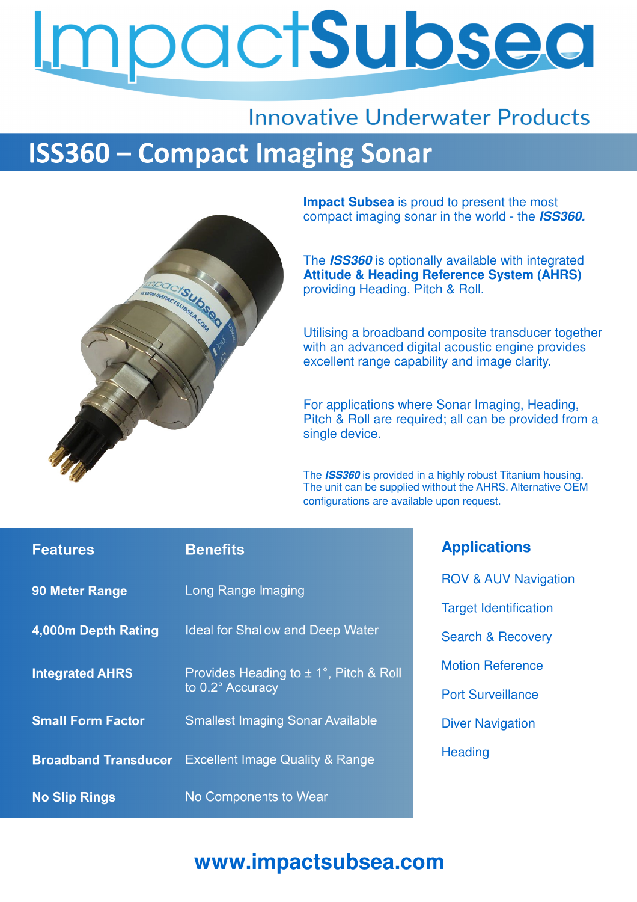# ImpactSubsea

Innovative Underwater Products

## ISS360 – Compact Imaging Sonar

**Impact Subsea** is proud to present the most compact imaging sonar in the world - the ***ISS360.***

The ***ISS360*** is optionally available with integrated **Attitude & Heading Reference System (AHRS)** providing Heading, Pitch & Roll.

Utilising a broadband composite transducer together with an advanced digital acoustic engine provides excellent range capability and image clarity.

For applications where Sonar Imaging, Heading, Pitch & Roll are required; all can be provided from a single device.

The ***ISS360*** is provided in a highly robust Titanium housing. The unit can be supplied without the AHRS. Alternative OEM configurations are available upon request.

| Features | Benefits |
| --- | --- |
| **90 Meter Range** | Long Range Imaging |
| **4,000m Depth Rating** | Ideal for Shallow and Deep Water |
| **Integrated AHRS** | Provides Heading to ± 1°, Pitch & Roll to 0.2° Accuracy |
| **Small Form Factor** | Smallest Imaging Sonar Available |
| **Broadband Transducer** | Excellent Image Quality & Range |
| **No Slip Rings** | No Components to Wear |

### Applications

- ROV & AUV Navigation
- Target Identification
- Search & Recovery
- Motion Reference
- Port Surveillance
- Diver Navigation
- Heading

**www.impactsubsea.com**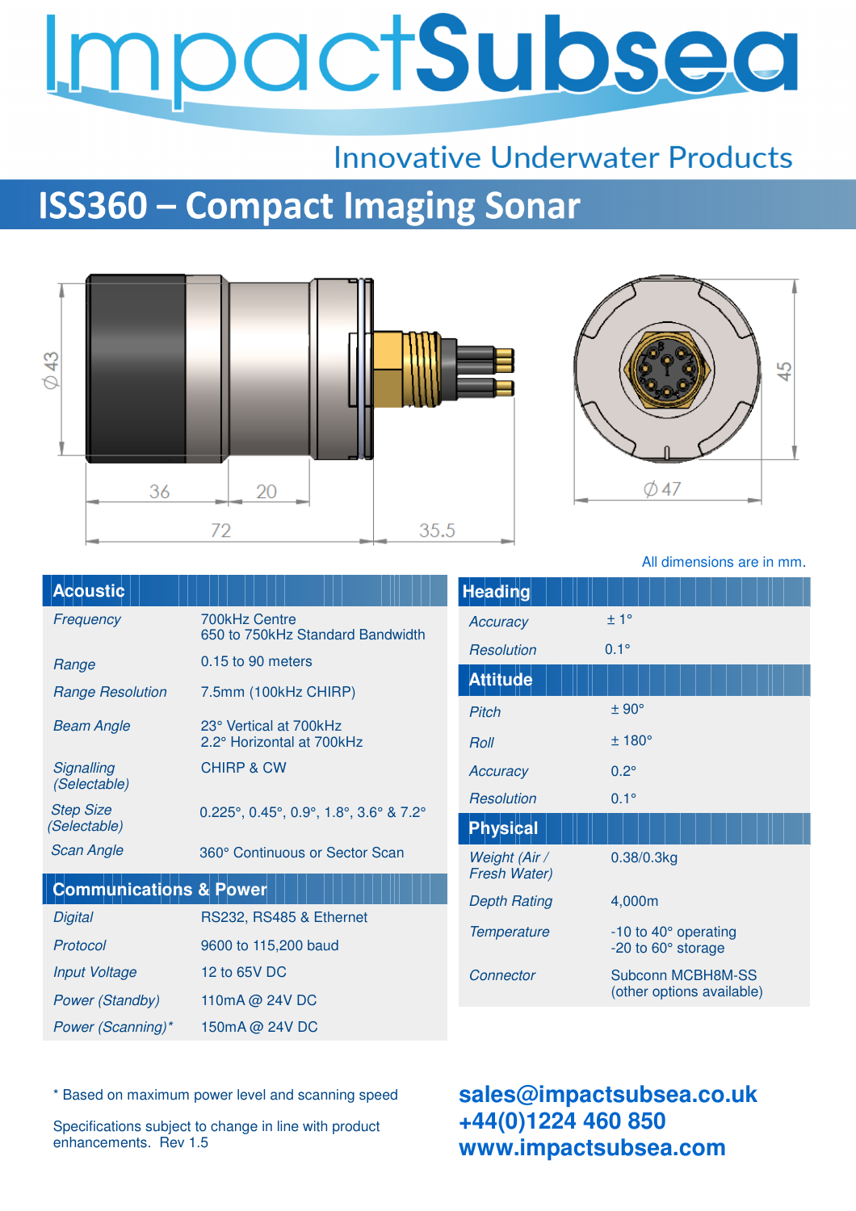# ImpactSubsea

Innovative Underwater Products

## ISS360 – Compact Imaging Sonar

Ø 43

36

20

72

35.5

45

Ø 47

All dimensions are in mm.

| Acoustic | |
|---|---|
| *Frequency* | 700kHz Centre<br>650 to 750kHz Standard Bandwidth |
| *Range* | 0.15 to 90 meters |
| *Range Resolution* | 7.5mm (100kHz CHIRP) |
| *Beam Angle* | 23° Vertical at 700kHz<br>2.2° Horizontal at 700kHz |
| *Signalling (Selectable)* | CHIRP & CW |
| *Step Size (Selectable)* | 0.225°, 0.45°, 0.9°, 1.8°, 3.6° & 7.2° |
| *Scan Angle* | 360° Continuous or Sector Scan |

| Communications & Power | |
|---|---|
| *Digital* | RS232, RS485 & Ethernet |
| *Protocol* | 9600 to 115,200 baud |
| *Input Voltage* | 12 to 65V DC |
| *Power (Standby)* | 110mA @ 24V DC |
| *Power (Scanning)** | 150mA @ 24V DC |

| Heading | |
|---|---|
| *Accuracy* | ± 1° |
| *Resolution* | 0.1° |

| Attitude | |
|---|---|
| *Pitch* | ± 90° |
| *Roll* | ± 180° |
| *Accuracy* | 0.2° |
| *Resolution* | 0.1° |

| Physical | |
|---|---|
| *Weight (Air / Fresh Water)* | 0.38/0.3kg |
| *Depth Rating* | 4,000m |
| *Temperature* | -10 to 40° operating<br>-20 to 60° storage |
| *Connector* | Subconn MCBH8M-SS<br>(other options available) |

\* Based on maximum power level and scanning speed

Specifications subject to change in line with product enhancements. Rev 1.5

**sales@impactsubsea.co.uk**
**+44(0)1224 460 850**
**www.impactsubsea.com**